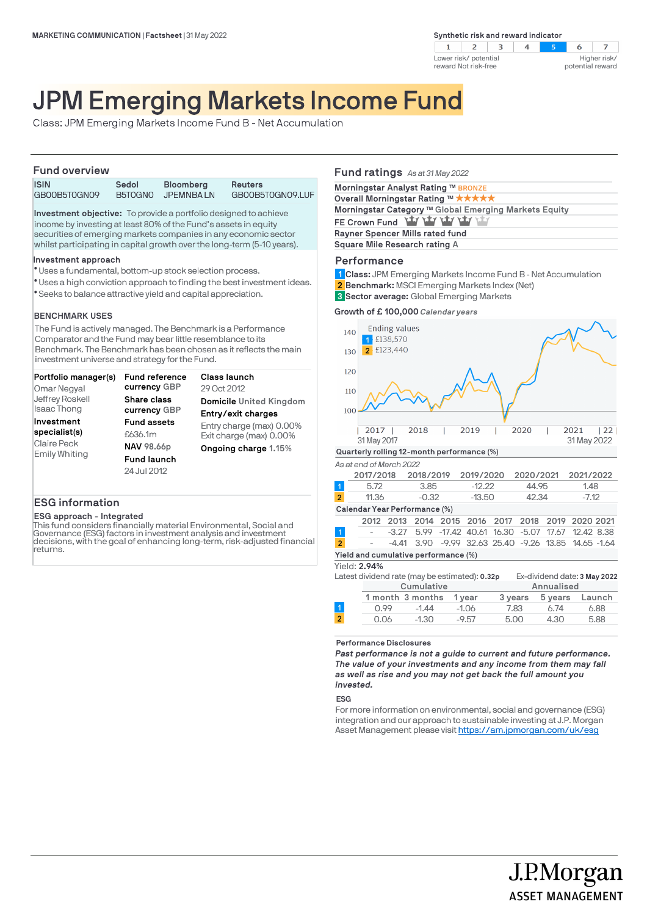MARKETING COMMUNICATION | Factsheet | 31 May 2022

**Synthetic risk and reward indicator**

| 1 | 2 | 3 | 4 | **5** | 6 | 7 |
|---|---|---|---|---|---|---|

Lower risk/ potential reward Not risk-free — Higher risk/ potential reward

# JPM Emerging Markets Income Fund

Class: JPM Emerging Markets Income Fund B - Net Accumulation

## Fund overview

| ISIN | Sedol | Bloomberg | Reuters |
|---|---|---|---|
| GB00B5T0GN09 | B5T0GN0 | JPEMNBA LN | GB00B5T0GN09.LUF |

**Investment objective:** To provide a portfolio designed to achieve income by investing at least 80% of the Fund's assets in equity securities of emerging markets companies in any economic sector whilst participating in capital growth over the long-term (5-10 years).

**Investment approach**

- Uses a fundamental, bottom-up stock selection process.
- Uses a high conviction approach to finding the best investment ideas.
- Seeks to balance attractive yield and capital appreciation.

**BENCHMARK USES**

The Fund is actively managed. The Benchmark is a Performance Comparator and the Fund may bear little resemblance to its Benchmark. The Benchmark has been chosen as it reflects the main investment universe and strategy for the Fund.

**Portfolio manager(s)**
Omar Negyal
Jeffrey Roskell
Isaac Thong

**Investment specialist(s)**
Claire Peck
Emily Whiting

**Fund reference currency** GBP

**Share class currency** GBP

**Fund assets**
£636.1m

**NAV** 98.66p

**Fund launch**
24 Jul 2012

**Class launch**
29 Oct 2012

**Domicile** United Kingdom

**Entry/exit charges**
Entry charge (max) 0.00%
Exit charge (max) 0.00%

**Ongoing charge** 1.15%

## ESG information

**ESG approach - Integrated**

This fund considers financially material Environmental, Social and Governance (ESG) factors in investment analysis and investment decisions, with the goal of enhancing long-term, risk-adjusted financial returns.

## Fund ratings *As at 31 May 2022*

Morningstar Analyst Rating ™ BRONZE
Overall Morningstar Rating ™ ★★★★★
Morningstar Category ™ Global Emerging Markets Equity
FE Crown Fund
Rayner Spencer Mills rated fund
Square Mile Research rating A

## Performance

1 **Class:** JPM Emerging Markets Income Fund B - Net Accumulation
2 **Benchmark:** MSCI Emerging Markets Index (Net)
3 **Sector average:** Global Emerging Markets

**Growth of £ 100,000** *Calendar years*

Ending values
1 £138,570
2 £123,440

31 May 2017 – 31 May 2022

**Quarterly rolling 12-month performance (%)**

*As at end of March 2022*

| | 2017/2018 | 2018/2019 | 2019/2020 | 2020/2021 | 2021/2022 |
|---|---|---|---|---|---|
| 1 | 5.72 | 3.85 | -12.22 | 44.95 | 1.48 |
| 2 | 11.36 | -0.32 | -13.50 | 42.34 | -7.12 |

**Calendar Year Performance (%)**

| | 2012 | 2013 | 2014 | 2015 | 2016 | 2017 | 2018 | 2019 | 2020 | 2021 |
|---|---|---|---|---|---|---|---|---|---|---|
| 1 | - | -3.27 | 5.99 | -17.42 | 40.61 | 16.30 | -5.07 | 17.67 | 12.42 | 8.38 |
| 2 | - | -4.41 | 3.90 | -9.99 | 32.63 | 25.40 | -9.26 | 13.85 | 14.65 | -1.64 |

**Yield and cumulative performance (%)**

Yield: **2.94%**

Latest dividend rate (may be estimated): **0.32p** Ex-dividend date: **3 May 2022**

| | Cumulative | | | Annualised | | |
|---|---|---|---|---|---|---|
| | 1 month | 3 months | 1 year | 3 years | 5 years | Launch |
| 1 | 0.99 | -1.44 | -1.06 | 7.83 | 6.74 | 6.88 |
| 2 | 0.06 | -1.30 | -9.57 | 5.00 | 4.30 | 5.88 |

**Performance Disclosures**

***Past performance is not a guide to current and future performance. The value of your investments and any income from them may fall as well as rise and you may not get back the full amount you invested.***

**ESG**

For more information on environmental, social and governance (ESG) integration and our approach to sustainable investing at J.P. Morgan Asset Management please visit https://am.jpmorgan.com/uk/esg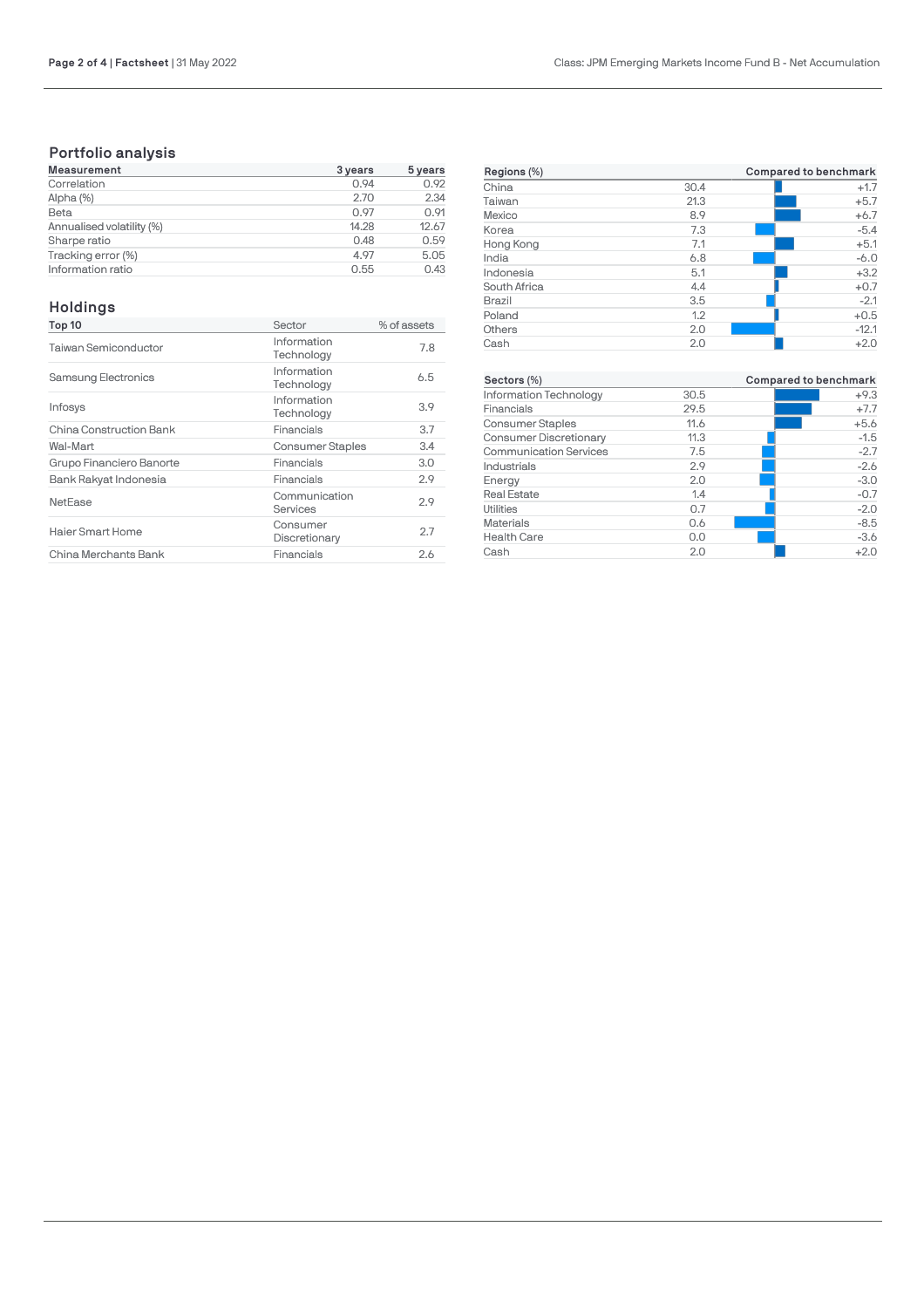## Portfolio analysis

| Measurement | 3 years | 5 years |
|---|---|---|
| Correlation | 0.94 | 0.92 |
| Alpha (%) | 2.70 | 2.34 |
| Beta | 0.97 | 0.91 |
| Annualised volatility (%) | 14.28 | 12.67 |
| Sharpe ratio | 0.48 | 0.59 |
| Tracking error (%) | 4.97 | 5.05 |
| Information ratio | 0.55 | 0.43 |

## Holdings

| Top 10 | Sector | % of assets |
|---|---|---|
| Taiwan Semiconductor | Information Technology | 7.8 |
| Samsung Electronics | Information Technology | 6.5 |
| Infosys | Information Technology | 3.9 |
| China Construction Bank | Financials | 3.7 |
| Wal-Mart | Consumer Staples | 3.4 |
| Grupo Financiero Banorte | Financials | 3.0 |
| Bank Rakyat Indonesia | Financials | 2.9 |
| NetEase | Communication Services | 2.9 |
| Haier Smart Home | Consumer Discretionary | 2.7 |
| China Merchants Bank | Financials | 2.6 |

| Regions (%) | | Compared to benchmark |
|---|---|---|
| China | 30.4 | +1.7 |
| Taiwan | 21.3 | +5.7 |
| Mexico | 8.9 | +6.7 |
| Korea | 7.3 | -5.4 |
| Hong Kong | 7.1 | +5.1 |
| India | 6.8 | -6.0 |
| Indonesia | 5.1 | +3.2 |
| South Africa | 4.4 | +0.7 |
| Brazil | 3.5 | -2.1 |
| Poland | 1.2 | +0.5 |
| Others | 2.0 | -12.1 |
| Cash | 2.0 | +2.0 |

| Sectors (%) | | Compared to benchmark |
|---|---|---|
| Information Technology | 30.5 | +9.3 |
| Financials | 29.5 | +7.7 |
| Consumer Staples | 11.6 | +5.6 |
| Consumer Discretionary | 11.3 | -1.5 |
| Communication Services | 7.5 | -2.7 |
| Industrials | 2.9 | -2.6 |
| Energy | 2.0 | -3.0 |
| Real Estate | 1.4 | -0.7 |
| Utilities | 0.7 | -2.0 |
| Materials | 0.6 | -8.5 |
| Health Care | 0.0 | -3.6 |
| Cash | 2.0 | +2.0 |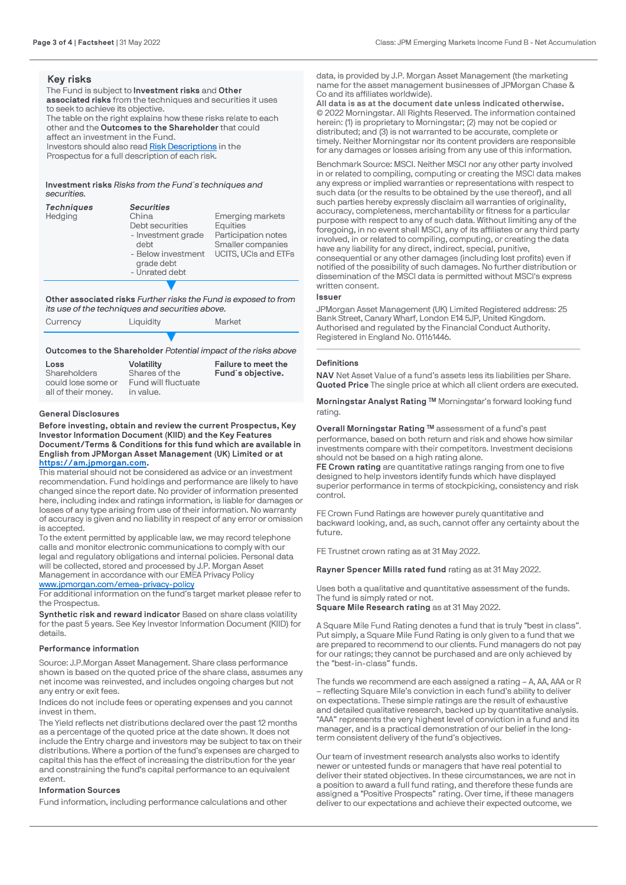## Key risks

The Fund is subject to **Investment risks** and **Other associated risks** from the techniques and securities it uses to seek to achieve its objective.

The table on the right explains how these risks relate to each other and the **Outcomes to the Shareholder** that could affect an investment in the Fund.

Investors should also read Risk Descriptions in the Prospectus for a full description of each risk.

**Investment risks** *Risks from the Fund´s techniques and securities.*

| *Techniques* | *Securities* | |
|---|---|---|
| Hedging | China | Emerging markets |
| | Debt securities | Equities |
| | - Investment grade debt | Participation notes |
| | - Below investment grade debt | Smaller companies |
| | - Unrated debt | UCITS, UCIs and ETFs |

**Other associated risks** *Further risks the Fund is exposed to from its use of the techniques and securities above.*

| Currency | Liquidity | Market |
|---|---|---|

**Outcomes to the Shareholder** *Potential impact of the risks above*

| **Loss** | **Volatility** | **Failure to meet the Fund´s objective.** |
|---|---|---|
| Shareholders could lose some or all of their money. | Shares of the Fund will fluctuate in value. | |

### General Disclosures

**Before investing, obtain and review the current Prospectus, Key Investor Information Document (KIID) and the Key Features Document/Terms & Conditions for this fund which are available in English from JPMorgan Asset Management (UK) Limited or at https://am.jpmorgan.com.**

This material should not be considered as advice or an investment recommendation. Fund holdings and performance are likely to have changed since the report date. No provider of information presented here, including index and ratings information, is liable for damages or losses of any type arising from use of their information. No warranty of accuracy is given and no liability in respect of any error or omission is accepted.

To the extent permitted by applicable law, we may record telephone calls and monitor electronic communications to comply with our legal and regulatory obligations and internal policies. Personal data will be collected, stored and processed by J.P. Morgan Asset Management in accordance with our EMEA Privacy Policy www.jpmorgan.com/emea-privacy-policy

For additional information on the fund's target market please refer to the Prospectus.

**Synthetic risk and reward indicator** Based on share class volatility for the past 5 years. See Key Investor Information Document (KIID) for details.

### Performance information

Source: J.P.Morgan Asset Management. Share class performance shown is based on the quoted price of the share class, assumes any net income was reinvested, and includes ongoing charges but not any entry or exit fees.

Indices do not include fees or operating expenses and you cannot invest in them.

The Yield reflects net distributions declared over the past 12 months as a percentage of the quoted price at the date shown. It does not include the Entry charge and investors may be subject to tax on their distributions. Where a portion of the fund's expenses are charged to capital this has the effect of increasing the distribution for the year and constraining the fund's capital performance to an equivalent extent.

### Information Sources

Fund information, including performance calculations and other data, is provided by J.P. Morgan Asset Management (the marketing name for the asset management businesses of JPMorgan Chase & Co and its affiliates worldwide).

**All data is as at the document date unless indicated otherwise.**

© 2022 Morningstar. All Rights Reserved. The information contained herein: (1) is proprietary to Morningstar; (2) may not be copied or distributed; and (3) is not warranted to be accurate, complete or timely. Neither Morningstar nor its content providers are responsible for any damages or losses arising from any use of this information.

Benchmark Source: MSCI. Neither MSCI nor any other party involved in or related to compiling, computing or creating the MSCI data makes any express or implied warranties or representations with respect to such data (or the results to be obtained by the use thereof), and all such parties hereby expressly disclaim all warranties of originality, accuracy, completeness, merchantability or fitness for a particular purpose with respect to any of such data. Without limiting any of the foregoing, in no event shall MSCI, any of its affiliates or any third party involved in, or related to compiling, computing, or creating the data have any liability for any direct, indirect, special, punitive, consequential or any other damages (including lost profits) even if notified of the possibility of such damages. No further distribution or dissemination of the MSCI data is permitted without MSCI's express written consent.

### Issuer

JPMorgan Asset Management (UK) Limited Registered address: 25 Bank Street, Canary Wharf, London E14 5JP, United Kingdom. Authorised and regulated by the Financial Conduct Authority. Registered in England No. 01161446.

### Definitions

**NAV** Net Asset Value of a fund's assets less its liabilities per Share.
**Quoted Price** The single price at which all client orders are executed.

**Morningstar Analyst Rating ™** Morningstar's forward looking fund rating.

**Overall Morningstar Rating ™** assessment of a fund's past performance, based on both return and risk and shows how similar investments compare with their competitors. Investment decisions should not be based on a high rating alone.
**FE Crown rating** are quantitative ratings ranging from one to five designed to help investors identify funds which have displayed superior performance in terms of stockpicking, consistency and risk control.

FE Crown Fund Ratings are however purely quantitative and backward looking, and, as such, cannot offer any certainty about the future.

FE Trustnet crown rating as at 31 May 2022.

**Rayner Spencer Mills rated fund** rating as at 31 May 2022.

Uses both a qualitative and quantitative assessment of the funds. The fund is simply rated or not.
**Square Mile Research rating** as at 31 May 2022.

A Square Mile Fund Rating denotes a fund that is truly "best in class". Put simply, a Square Mile Fund Rating is only given to a fund that we are prepared to recommend to our clients. Fund managers do not pay for our ratings; they cannot be purchased and are only achieved by the "best-in-class" funds.

The funds we recommend are each assigned a rating – A, AA, AAA or R – reflecting Square Mile's conviction in each fund's ability to deliver on expectations. These simple ratings are the result of exhaustive and detailed qualitative research, backed up by quantitative analysis. "AAA" represents the very highest level of conviction in a fund and its manager, and is a practical demonstration of our belief in the long-term consistent delivery of the fund's objectives.

Our team of investment research analysts also works to identify newer or untested funds or managers that have real potential to deliver their stated objectives. In these circumstances, we are not in a position to award a full fund rating, and therefore these funds are assigned a "Positive Prospects" rating. Over time, if these managers deliver to our expectations and achieve their expected outcome, we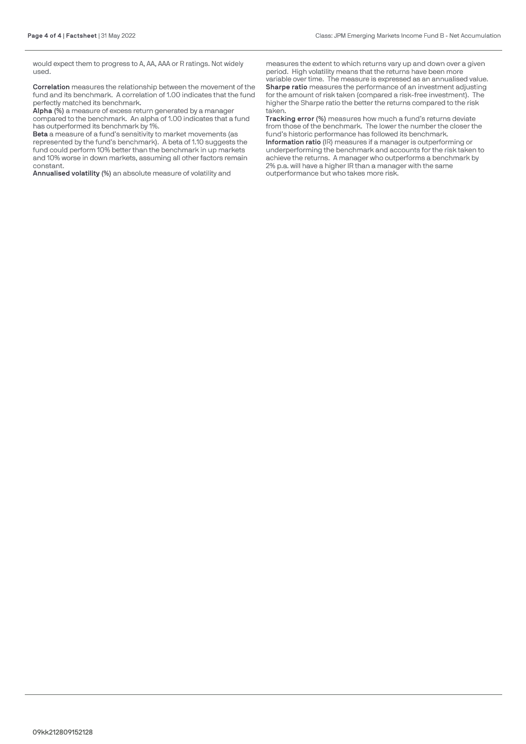would expect them to progress to A, AA, AAA or R ratings. Not widely used.

**Correlation** measures the relationship between the movement of the fund and its benchmark. A correlation of 1.00 indicates that the fund perfectly matched its benchmark.

**Alpha (%)** a measure of excess return generated by a manager compared to the benchmark. An alpha of 1.00 indicates that a fund has outperformed its benchmark by 1%.

**Beta** a measure of a fund's sensitivity to market movements (as represented by the fund's benchmark). A beta of 1.10 suggests the fund could perform 10% better than the benchmark in up markets and 10% worse in down markets, assuming all other factors remain constant.

**Annualised volatility (%)** an absolute measure of volatility and measures the extent to which returns vary up and down over a given period. High volatility means that the returns have been more variable over time. The measure is expressed as an annualised value.

**Sharpe ratio** measures the performance of an investment adjusting for the amount of risk taken (compared a risk-free investment). The higher the Sharpe ratio the better the returns compared to the risk taken.

**Tracking error (%)** measures how much a fund's returns deviate from those of the benchmark. The lower the number the closer the fund's historic performance has followed its benchmark.

**Information ratio** (IR) measures if a manager is outperforming or underperforming the benchmark and accounts for the risk taken to achieve the returns. A manager who outperforms a benchmark by 2% p.a. will have a higher IR than a manager with the same outperformance but who takes more risk.

09kk212809152128